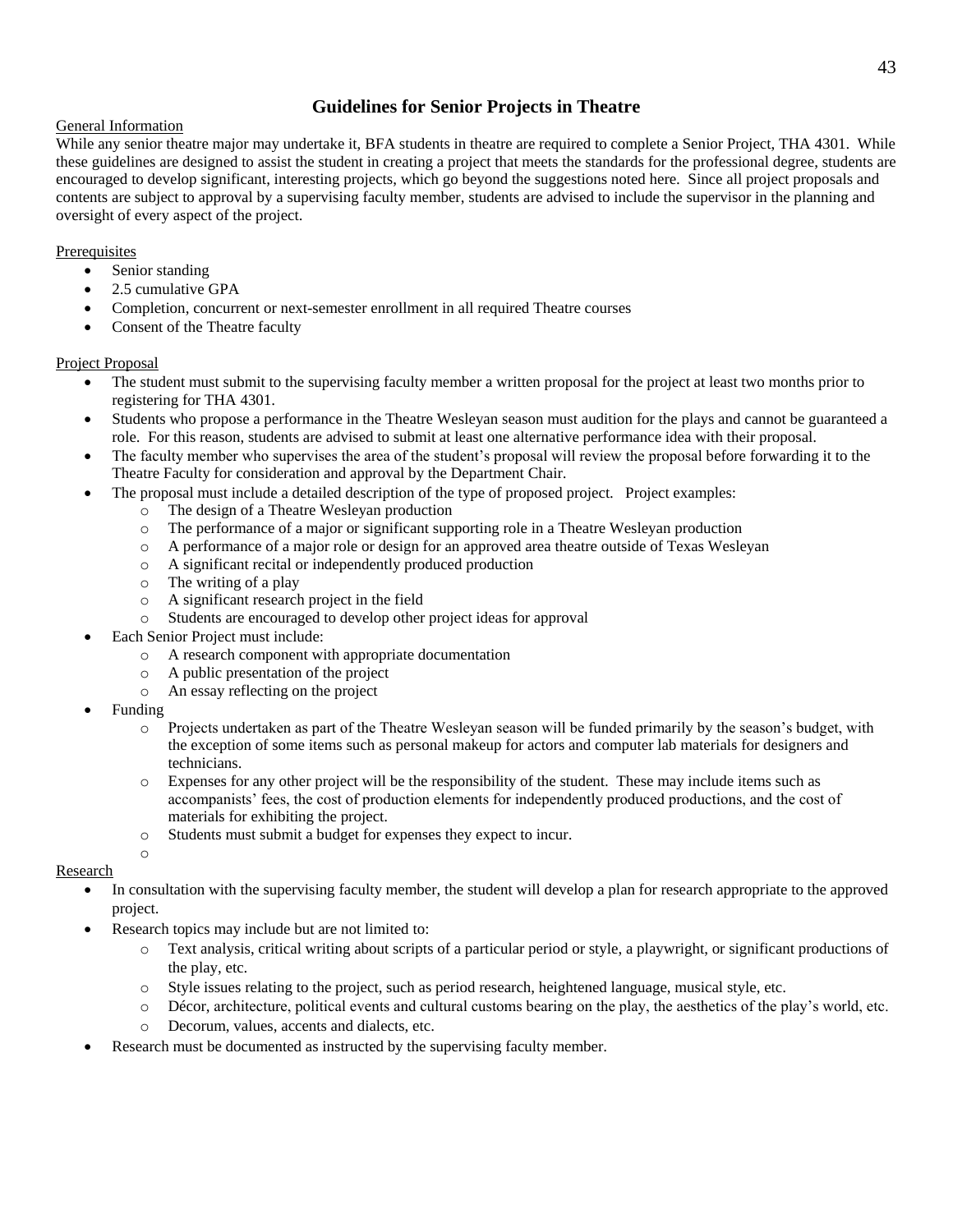# Guidelines for Senior Projects in Theatre

General Information

While any senior theatre major may undertake it, BFA students in theatre are required to complete a Senior Project, THA 4301. While these guidelines are designed to assist the student in creating a project that meets the standards for the professional degree, students are encouraged to develop significant, interesting projects, which go beyond the suggestions noted here. Since all project proposals and contents are subject to approval by a supervising faculty member, students are advised to include the supervisor in the planning and oversight of every aspect of the project.

Prerequisites

- Senior standing
- 2.5 cumulative GPA
- Completion, concurrent or next-semester enrollment in all required Theatre courses
- Consent of the Theatre faculty

Project Proposal

- The student must submit to the supervising faculty member a written proposal for the project at least two months prior to registering for THA 4301.
- Students who propose a performance in the Theatre Wesleyan season must audition for the plays and cannot be guaranteed a role. For this reason, students are advised to submit at least one alternative performance idea with their proposal.
- The faculty member who supervises the area of the student's proposal will review the proposal before forwarding it to the Theatre Faculty for consideration and approval by the Department Chair.
- The proposal must include a detailed description of the type of proposed project. Project examples:
  - The design of a Theatre Wesleyan production
  - The performance of a major or significant supporting role in a Theatre Wesleyan production
  - A performance of a major role or design for an approved area theatre outside of Texas Wesleyan
  - A significant recital or independently produced production
  - The writing of a play
  - A significant research project in the field
  - Students are encouraged to develop other project ideas for approval
- Each Senior Project must include:
  - A research component with appropriate documentation
  - A public presentation of the project
  - An essay reflecting on the project
- Funding
  - Projects undertaken as part of the Theatre Wesleyan season will be funded primarily by the season's budget, with the exception of some items such as personal makeup for actors and computer lab materials for designers and technicians.
  - Expenses for any other project will be the responsibility of the student. These may include items such as accompanists' fees, the cost of production elements for independently produced productions, and the cost of materials for exhibiting the project.
  - Students must submit a budget for expenses they expect to incur.

Research

- In consultation with the supervising faculty member, the student will develop a plan for research appropriate to the approved project.
- Research topics may include but are not limited to:
  - Text analysis, critical writing about scripts of a particular period or style, a playwright, or significant productions of the play, etc.
  - Style issues relating to the project, such as period research, heightened language, musical style, etc.
  - Décor, architecture, political events and cultural customs bearing on the play, the aesthetics of the play's world, etc.
  - Decorum, values, accents and dialects, etc.
- Research must be documented as instructed by the supervising faculty member.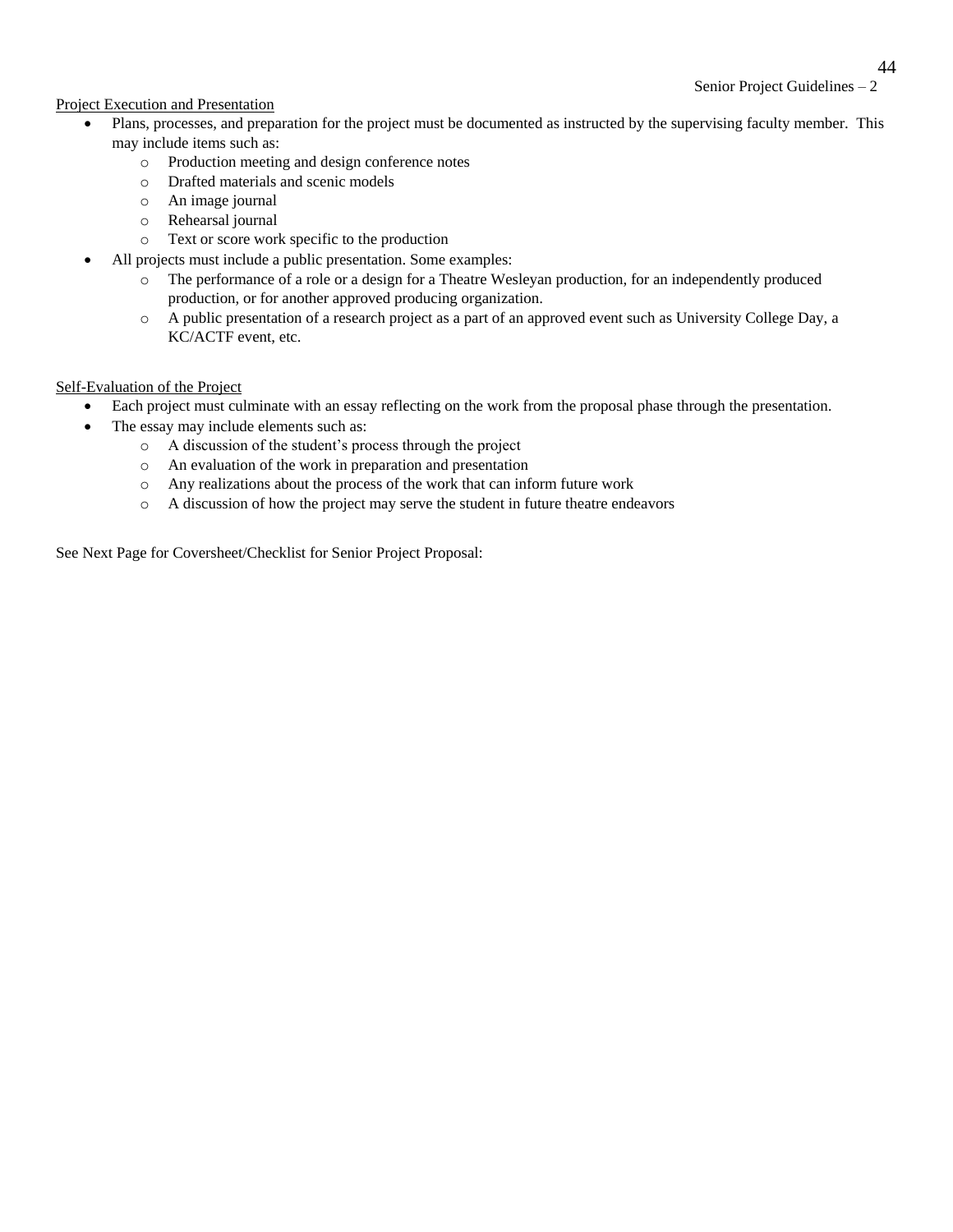## Project Execution and Presentation

- Plans, processes, and preparation for the project must be documented as instructed by the supervising faculty member. This may include items such as:
  - Production meeting and design conference notes
  - Drafted materials and scenic models
  - An image journal
  - Rehearsal journal
  - Text or score work specific to the production
- All projects must include a public presentation. Some examples:
  - The performance of a role or a design for a Theatre Wesleyan production, for an independently produced production, or for another approved producing organization.
  - A public presentation of a research project as a part of an approved event such as University College Day, a KC/ACTF event, etc.

## Self-Evaluation of the Project

- Each project must culminate with an essay reflecting on the work from the proposal phase through the presentation.
- The essay may include elements such as:
  - A discussion of the student's process through the project
  - An evaluation of the work in preparation and presentation
  - Any realizations about the process of the work that can inform future work
  - A discussion of how the project may serve the student in future theatre endeavors

See Next Page for Coversheet/Checklist for Senior Project Proposal: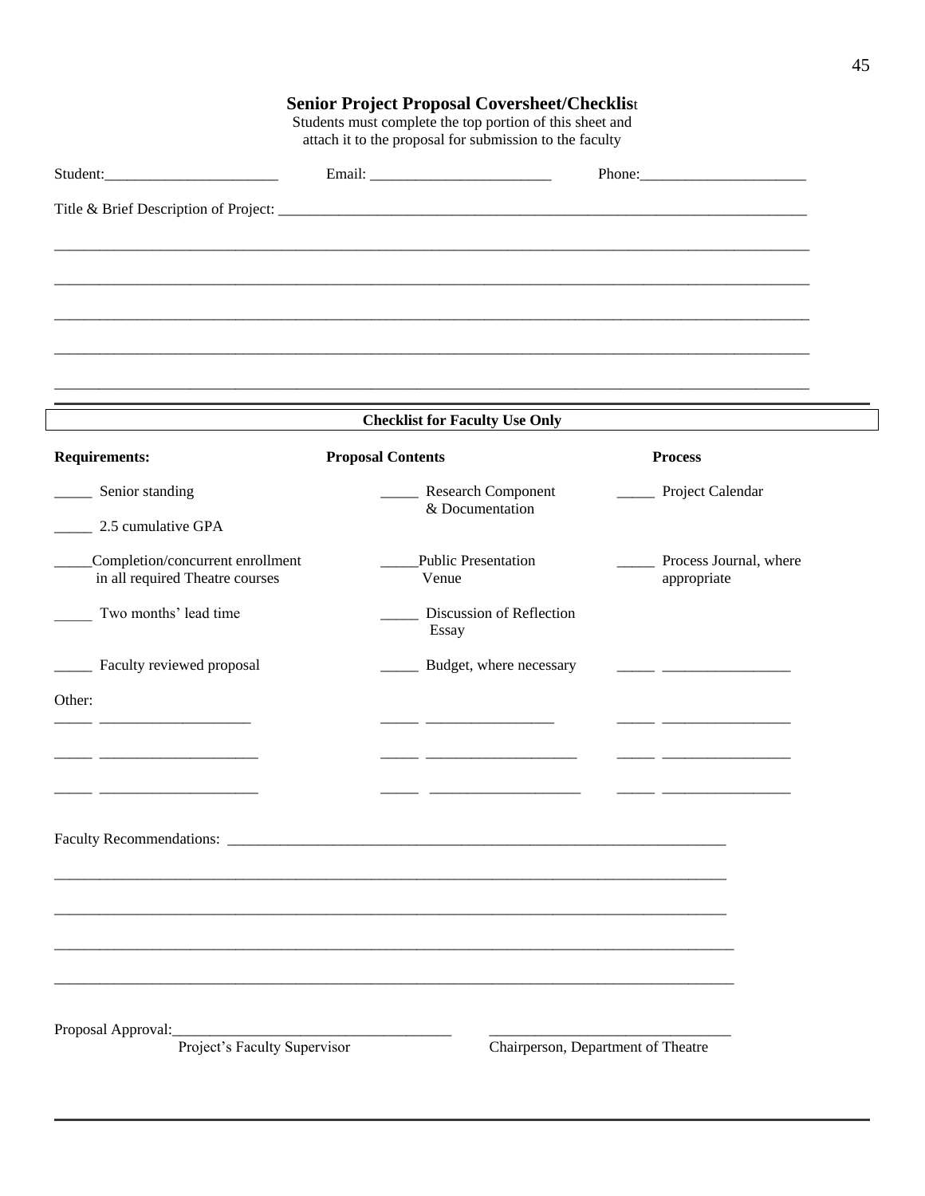# Senior Project Proposal Coversheet/Checklist

Students must complete the top portion of this sheet and attach it to the proposal for submission to the faculty

Student:_______________________ Email: ________________________ Phone:______________________

Title & Brief Description of Project: ___________________________________________________________________________

_____________________________________________________________________________________________

_____________________________________________________________________________________________

_____________________________________________________________________________________________

_____________________________________________________________________________________________

_____________________________________________________________________________________________

**Checklist for Faculty Use Only**

| **Requirements:** | **Proposal Contents** | **Process** |
|---|---|---|
| _____ Senior standing | _____ Research Component & Documentation | _____ Project Calendar |
| _____ 2.5 cumulative GPA | | |
| _____Completion/concurrent enrollment in all required Theatre courses | _____Public Presentation Venue | _____ Process Journal, where appropriate |
| _____ Two months' lead time | _____ Discussion of Reflection Essay | |
| _____ Faculty reviewed proposal | _____ Budget, where necessary | _____ _________________ |
| Other: | | |
| _____ ____________________ | _____ ________________ | _____ _________________ |
| _____ ____________________ | _____ ___________________ | _____ _________________ |
| _____ ____________________ | _____ ___________________ | _____ _________________ |

Faculty Recommendations: ___________________________________________________________________

_____________________________________________________________________________________________

_____________________________________________________________________________________________

_____________________________________________________________________________________________

_____________________________________________________________________________________________

Proposal Approval:_____________________________________ _______________________________

Project's Faculty Supervisor Chairperson, Department of Theatre